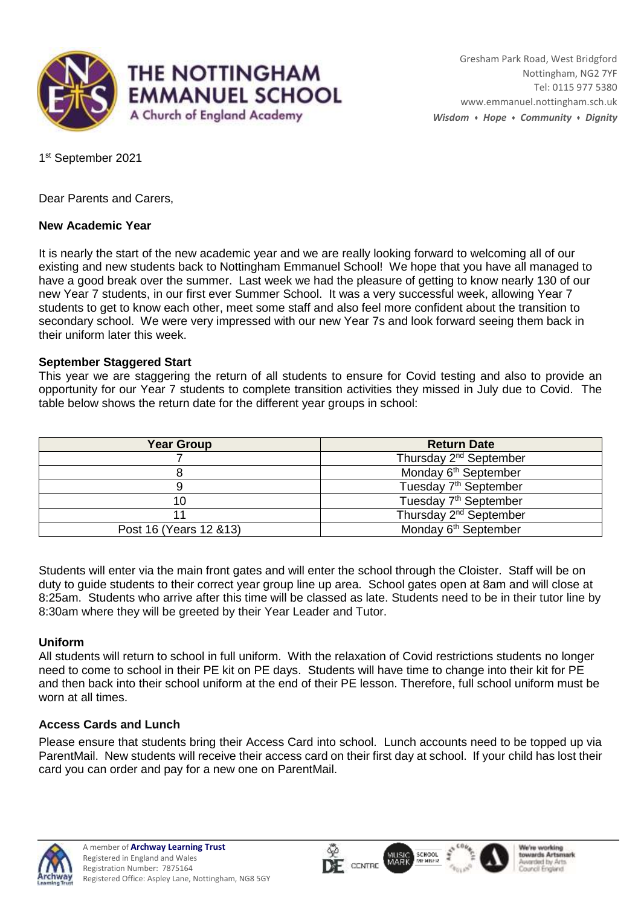# THE NOTTINGHAM EMMANUEL SCHOOL

A Church of England Academy

Gresham Park Road, West Bridgford
Nottingham, NG2 7YF
Tel: 0115 977 5380
www.emmanuel.nottingham.sch.uk
*Wisdom • Hope • Community • Dignity*

1st September 2021

Dear Parents and Carers,

**New Academic Year**

It is nearly the start of the new academic year and we are really looking forward to welcoming all of our existing and new students back to Nottingham Emmanuel School! We hope that you have all managed to have a good break over the summer. Last week we had the pleasure of getting to know nearly 130 of our new Year 7 students, in our first ever Summer School. It was a very successful week, allowing Year 7 students to get to know each other, meet some staff and also feel more confident about the transition to secondary school. We were very impressed with our new Year 7s and look forward seeing them back in their uniform later this week.

**September Staggered Start**

This year we are staggering the return of all students to ensure for Covid testing and also to provide an opportunity for our Year 7 students to complete transition activities they missed in July due to Covid. The table below shows the return date for the different year groups in school:

| Year Group | Return Date |
|---|---|
| 7 | Thursday 2nd September |
| 8 | Monday 6th September |
| 9 | Tuesday 7th September |
| 10 | Tuesday 7th September |
| 11 | Thursday 2nd September |
| Post 16 (Years 12 &13) | Monday 6th September |

Students will enter via the main front gates and will enter the school through the Cloister. Staff will be on duty to guide students to their correct year group line up area. School gates open at 8am and will close at 8:25am. Students who arrive after this time will be classed as late. Students need to be in their tutor line by 8:30am where they will be greeted by their Year Leader and Tutor.

**Uniform**

All students will return to school in full uniform. With the relaxation of Covid restrictions students no longer need to come to school in their PE kit on PE days. Students will have time to change into their kit for PE and then back into their school uniform at the end of their PE lesson. Therefore, full school uniform must be worn at all times.

**Access Cards and Lunch**

Please ensure that students bring their Access Card into school. Lunch accounts need to be topped up via ParentMail. New students will receive their access card on their first day at school. If your child has lost their card you can order and pay for a new one on ParentMail.

A member of **Archway Learning Trust**
Registered in England and Wales
Registration Number: 7875164
Registered Office: Aspley Lane, Nottingham, NG8 5GY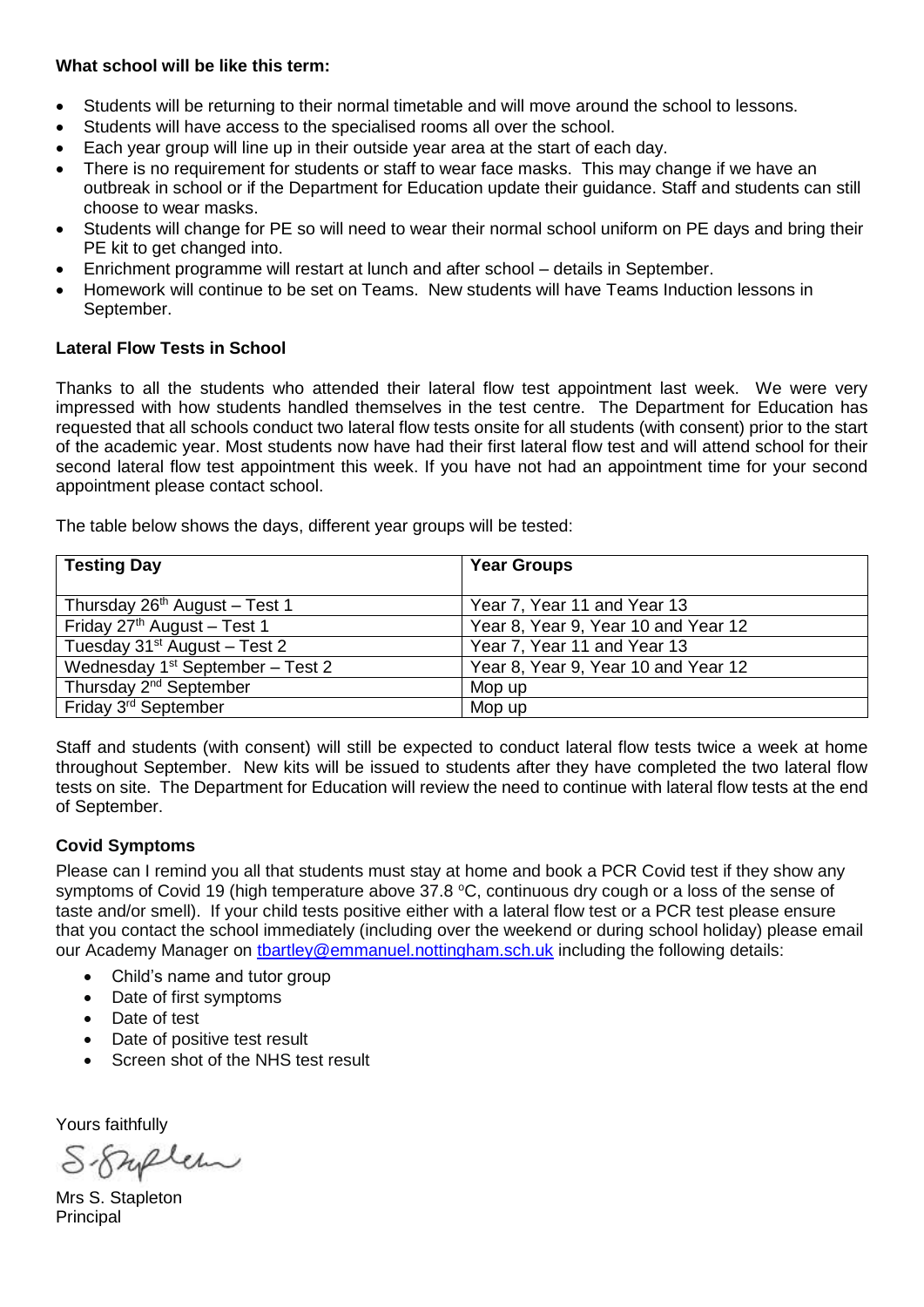**What school will be like this term:**

- Students will be returning to their normal timetable and will move around the school to lessons.
- Students will have access to the specialised rooms all over the school.
- Each year group will line up in their outside year area at the start of each day.
- There is no requirement for students or staff to wear face masks. This may change if we have an outbreak in school or if the Department for Education update their guidance. Staff and students can still choose to wear masks.
- Students will change for PE so will need to wear their normal school uniform on PE days and bring their PE kit to get changed into.
- Enrichment programme will restart at lunch and after school – details in September.
- Homework will continue to be set on Teams. New students will have Teams Induction lessons in September.

**Lateral Flow Tests in School**

Thanks to all the students who attended their lateral flow test appointment last week. We were very impressed with how students handled themselves in the test centre. The Department for Education has requested that all schools conduct two lateral flow tests onsite for all students (with consent) prior to the start of the academic year. Most students now have had their first lateral flow test and will attend school for their second lateral flow test appointment this week. If you have not had an appointment time for your second appointment please contact school.

The table below shows the days, different year groups will be tested:

| Testing Day | Year Groups |
|---|---|
| Thursday 26th August – Test 1 | Year 7, Year 11 and Year 13 |
| Friday 27th August – Test 1 | Year 8, Year 9, Year 10 and Year 12 |
| Tuesday 31st August – Test 2 | Year 7, Year 11 and Year 13 |
| Wednesday 1st September – Test 2 | Year 8, Year 9, Year 10 and Year 12 |
| Thursday 2nd September | Mop up |
| Friday 3rd September | Mop up |

Staff and students (with consent) will still be expected to conduct lateral flow tests twice a week at home throughout September. New kits will be issued to students after they have completed the two lateral flow tests on site. The Department for Education will review the need to continue with lateral flow tests at the end of September.

**Covid Symptoms**

Please can I remind you all that students must stay at home and book a PCR Covid test if they show any symptoms of Covid 19 (high temperature above 37.8 ºC, continuous dry cough or a loss of the sense of taste and/or smell). If your child tests positive either with a lateral flow test or a PCR test please ensure that you contact the school immediately (including over the weekend or during school holiday) please email our Academy Manager on tbartley@emmanuel.nottingham.sch.uk including the following details:

- Child's name and tutor group
- Date of first symptoms
- Date of test
- Date of positive test result
- Screen shot of the NHS test result

Yours faithfully

S. Stapleton

Mrs S. Stapleton
Principal